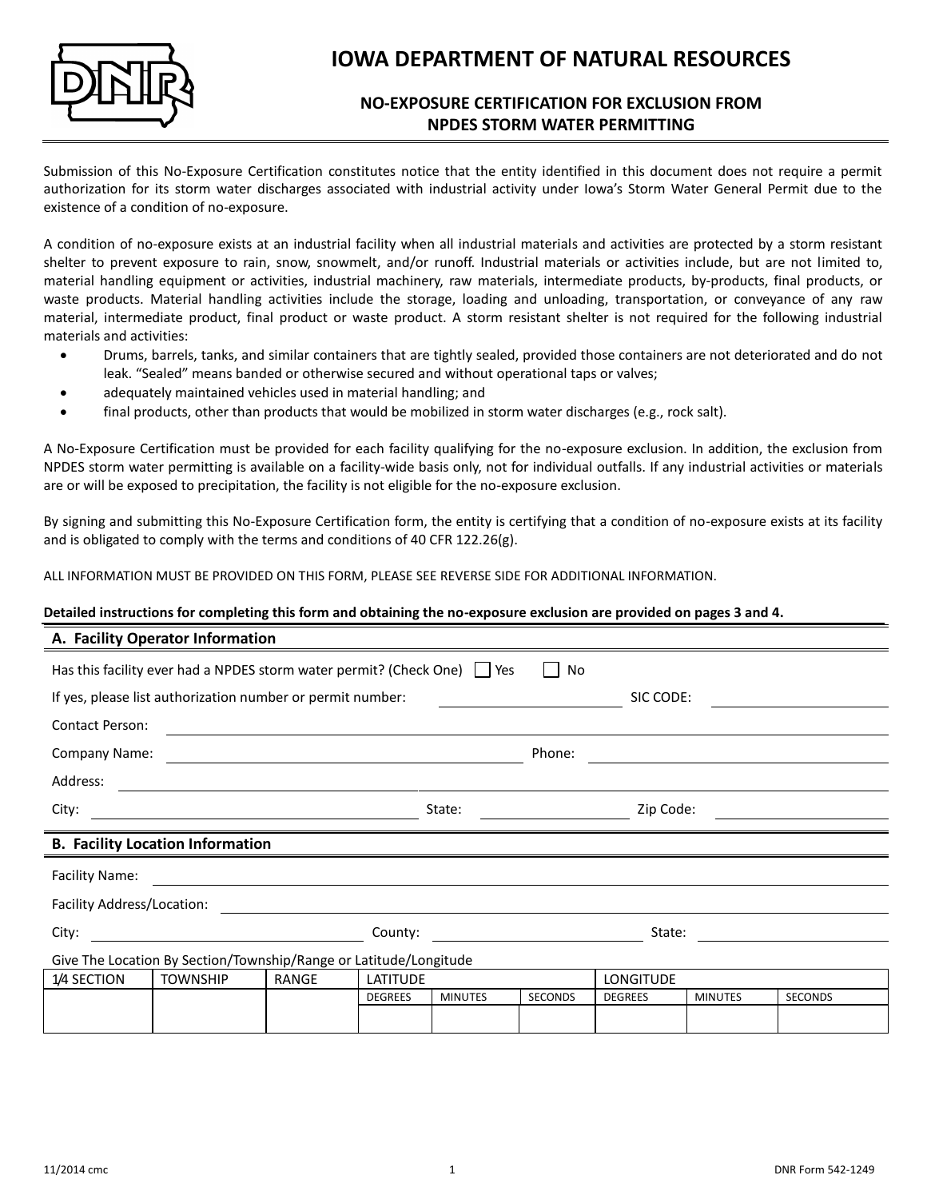# IOWA DEPARTMENT OF NATURAL RESOURCES

## NO-EXPOSURE CERTIFICATION FOR EXCLUSION FROM NPDES STORM WATER PERMITTING

Submission of this No-Exposure Certification constitutes notice that the entity identified in this document does not require a permit authorization for its storm water discharges associated with industrial activity under Iowa's Storm Water General Permit due to the existence of a condition of no-exposure.

A condition of no-exposure exists at an industrial facility when all industrial materials and activities are protected by a storm resistant shelter to prevent exposure to rain, snow, snowmelt, and/or runoff. Industrial materials or activities include, but are not limited to, material handling equipment or activities, industrial machinery, raw materials, intermediate products, by-products, final products, or waste products. Material handling activities include the storage, loading and unloading, transportation, or conveyance of any raw material, intermediate product, final product or waste product. A storm resistant shelter is not required for the following industrial materials and activities:

- Drums, barrels, tanks, and similar containers that are tightly sealed, provided those containers are not deteriorated and do not leak. "Sealed" means banded or otherwise secured and without operational taps or valves;
- adequately maintained vehicles used in material handling; and
- final products, other than products that would be mobilized in storm water discharges (e.g., rock salt).

A No-Exposure Certification must be provided for each facility qualifying for the no-exposure exclusion. In addition, the exclusion from NPDES storm water permitting is available on a facility-wide basis only, not for individual outfalls. If any industrial activities or materials are or will be exposed to precipitation, the facility is not eligible for the no-exposure exclusion.

By signing and submitting this No-Exposure Certification form, the entity is certifying that a condition of no-exposure exists at its facility and is obligated to comply with the terms and conditions of 40 CFR 122.26(g).

ALL INFORMATION MUST BE PROVIDED ON THIS FORM, PLEASE SEE REVERSE SIDE FOR ADDITIONAL INFORMATION.

**Detailed instructions for completing this form and obtaining the no-exposure exclusion are provided on pages 3 and 4.**

### A. Facility Operator Information

Has this facility ever had a NPDES storm water permit? (Check One) ☐ Yes ☐ No

If yes, please list authorization number or permit number: ____________ SIC CODE: ____________

Contact Person: ____________

Company Name: ____________ Phone: ____________

Address: ____________

City: ____________ State: ____________ Zip Code: ____________

### B. Facility Location Information

Facility Name: ____________

Facility Address/Location: ____________

City: ____________ County: ____________ State: ____________

Give The Location By Section/Township/Range or Latitude/Longitude

| 1/4 SECTION | TOWNSHIP | RANGE | LATITUDE | | | LONGITUDE | | |
|---|---|---|---|---|---|---|---|---|
| | | | DEGREES | MINUTES | SECONDS | DEGREES | MINUTES | SECONDS |
| | | | | | | | | |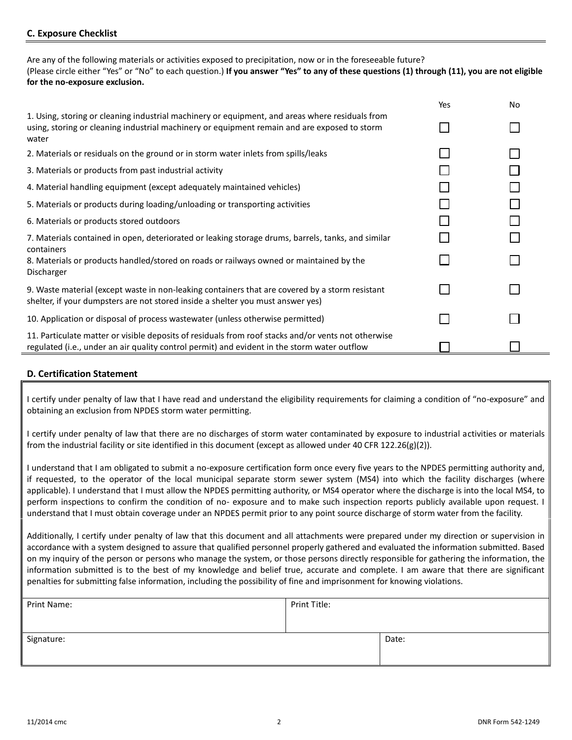## C. Exposure Checklist

Are any of the following materials or activities exposed to precipitation, now or in the foreseeable future?
(Please circle either "Yes" or "No" to each question.) **If you answer "Yes" to any of these questions (1) through (11), you are not eligible for the no-exposure exclusion.**

| | Yes | No |
|---|---|---|
| 1. Using, storing or cleaning industrial machinery or equipment, and areas where residuals from using, storing or cleaning industrial machinery or equipment remain and are exposed to storm water | ☐ | ☐ |
| 2. Materials or residuals on the ground or in storm water inlets from spills/leaks | ☐ | ☐ |
| 3. Materials or products from past industrial activity | ☐ | ☐ |
| 4. Material handling equipment (except adequately maintained vehicles) | ☐ | ☐ |
| 5. Materials or products during loading/unloading or transporting activities | ☐ | ☐ |
| 6. Materials or products stored outdoors | ☐ | ☐ |
| 7. Materials contained in open, deteriorated or leaking storage drums, barrels, tanks, and similar containers | ☐ | ☐ |
| 8. Materials or products handled/stored on roads or railways owned or maintained by the Discharger | ☐ | ☐ |
| 9. Waste material (except waste in non-leaking containers that are covered by a storm resistant shelter, if your dumpsters are not stored inside a shelter you must answer yes) | ☐ | ☐ |
| 10. Application or disposal of process wastewater (unless otherwise permitted) | ☐ | ☐ |
| 11. Particulate matter or visible deposits of residuals from roof stacks and/or vents not otherwise regulated (i.e., under an air quality control permit) and evident in the storm water outflow | ☐ | ☐ |

## D. Certification Statement

I certify under penalty of law that I have read and understand the eligibility requirements for claiming a condition of "no-exposure" and obtaining an exclusion from NPDES storm water permitting.

I certify under penalty of law that there are no discharges of storm water contaminated by exposure to industrial activities or materials from the industrial facility or site identified in this document (except as allowed under 40 CFR 122.26(g)(2)).

I understand that I am obligated to submit a no-exposure certification form once every five years to the NPDES permitting authority and, if requested, to the operator of the local municipal separate storm sewer system (MS4) into which the facility discharges (where applicable). I understand that I must allow the NPDES permitting authority, or MS4 operator where the discharge is into the local MS4, to perform inspections to confirm the condition of no- exposure and to make such inspection reports publicly available upon request. I understand that I must obtain coverage under an NPDES permit prior to any point source discharge of storm water from the facility.

Additionally, I certify under penalty of law that this document and all attachments were prepared under my direction or supervision in accordance with a system designed to assure that qualified personnel properly gathered and evaluated the information submitted. Based on my inquiry of the person or persons who manage the system, or those persons directly responsible for gathering the information, the information submitted is to the best of my knowledge and belief true, accurate and complete. I am aware that there are significant penalties for submitting false information, including the possibility of fine and imprisonment for knowing violations.

| Print Name: | Print Title: |
|---|---|
| Signature: | Date: |

11/2014 cmc DNR Form 542-1249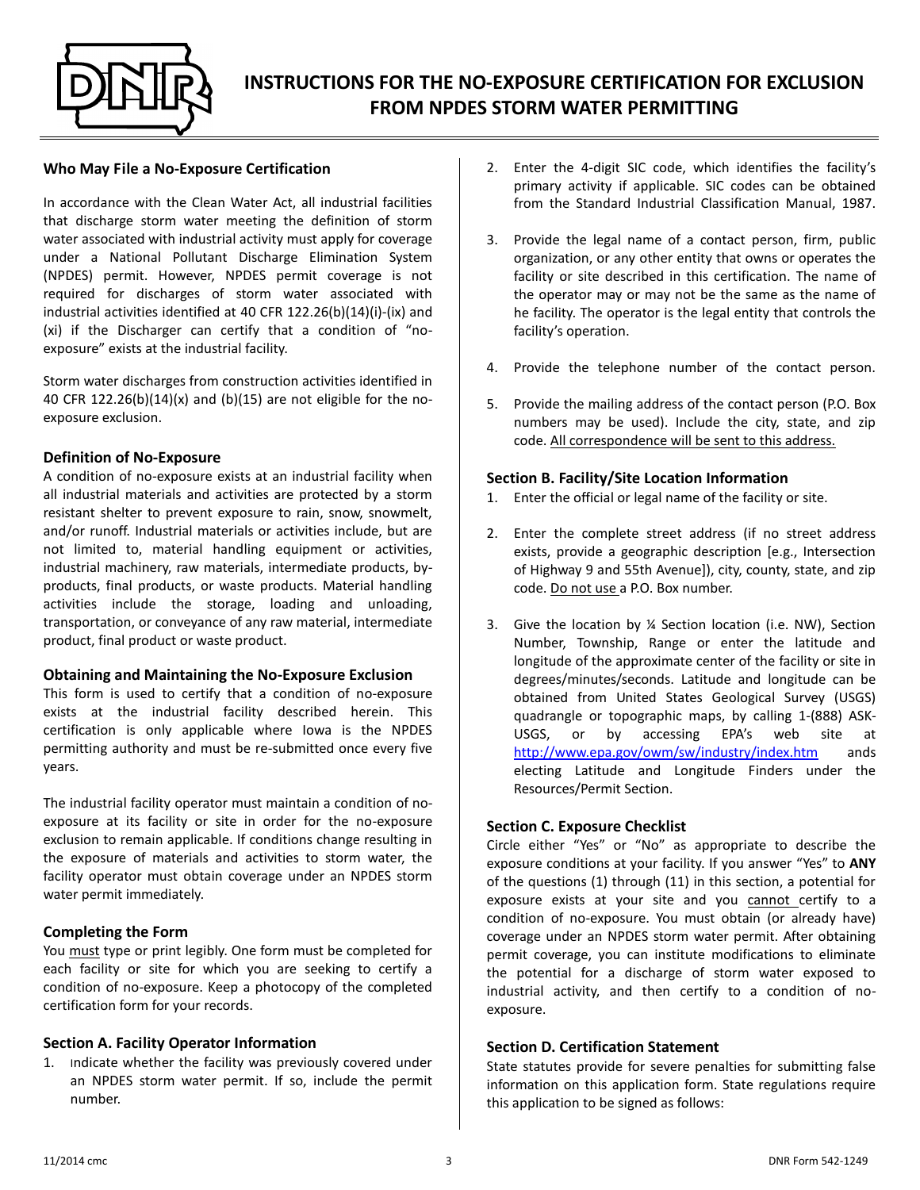# INSTRUCTIONS FOR THE NO-EXPOSURE CERTIFICATION FOR EXCLUSION FROM NPDES STORM WATER PERMITTING

### Who May File a No-Exposure Certification

In accordance with the Clean Water Act, all industrial facilities that discharge storm water meeting the definition of storm water associated with industrial activity must apply for coverage under a National Pollutant Discharge Elimination System (NPDES) permit. However, NPDES permit coverage is not required for discharges of storm water associated with industrial activities identified at 40 CFR 122.26(b)(14)(i)-(ix) and (xi) if the Discharger can certify that a condition of "no-exposure" exists at the industrial facility.

Storm water discharges from construction activities identified in 40 CFR 122.26(b)(14)(x) and (b)(15) are not eligible for the no-exposure exclusion.

### Definition of No-Exposure

A condition of no-exposure exists at an industrial facility when all industrial materials and activities are protected by a storm resistant shelter to prevent exposure to rain, snow, snowmelt, and/or runoff. Industrial materials or activities include, but are not limited to, material handling equipment or activities, industrial machinery, raw materials, intermediate products, by-products, final products, or waste products. Material handling activities include the storage, loading and unloading, transportation, or conveyance of any raw material, intermediate product, final product or waste product.

### Obtaining and Maintaining the No-Exposure Exclusion

This form is used to certify that a condition of no-exposure exists at the industrial facility described herein. This certification is only applicable where Iowa is the NPDES permitting authority and must be re-submitted once every five years.

The industrial facility operator must maintain a condition of no-exposure at its facility or site in order for the no-exposure exclusion to remain applicable. If conditions change resulting in the exposure of materials and activities to storm water, the facility operator must obtain coverage under an NPDES storm water permit immediately.

### Completing the Form

You must type or print legibly. One form must be completed for each facility or site for which you are seeking to certify a condition of no-exposure. Keep a photocopy of the completed certification form for your records.

### Section A. Facility Operator Information

1. Indicate whether the facility was previously covered under an NPDES storm water permit. If so, include the permit number.
2. Enter the 4-digit SIC code, which identifies the facility's primary activity if applicable. SIC codes can be obtained from the Standard Industrial Classification Manual, 1987.
3. Provide the legal name of a contact person, firm, public organization, or any other entity that owns or operates the facility or site described in this certification. The name of the operator may or may not be the same as the name of he facility. The operator is the legal entity that controls the facility's operation.
4. Provide the telephone number of the contact person.
5. Provide the mailing address of the contact person (P.O. Box numbers may be used). Include the city, state, and zip code. All correspondence will be sent to this address.

### Section B. Facility/Site Location Information

1. Enter the official or legal name of the facility or site.
2. Enter the complete street address (if no street address exists, provide a geographic description [e.g., Intersection of Highway 9 and 55th Avenue]), city, county, state, and zip code. Do not use a P.O. Box number.
3. Give the location by ¼ Section location (i.e. NW), Section Number, Township, Range or enter the latitude and longitude of the approximate center of the facility or site in degrees/minutes/seconds. Latitude and longitude can be obtained from United States Geological Survey (USGS) quadrangle or topographic maps, by calling 1-(888) ASK-USGS, or by accessing EPA's web site at http://www.epa.gov/owm/sw/industry/index.htm ands electing Latitude and Longitude Finders under the Resources/Permit Section.

### Section C. Exposure Checklist

Circle either "Yes" or "No" as appropriate to describe the exposure conditions at your facility. If you answer "Yes" to **ANY** of the questions (1) through (11) in this section, a potential for exposure exists at your site and you cannot certify to a condition of no-exposure. You must obtain (or already have) coverage under an NPDES storm water permit. After obtaining permit coverage, you can institute modifications to eliminate the potential for a discharge of storm water exposed to industrial activity, and then certify to a condition of no-exposure.

### Section D. Certification Statement

State statutes provide for severe penalties for submitting false information on this application form. State regulations require this application to be signed as follows: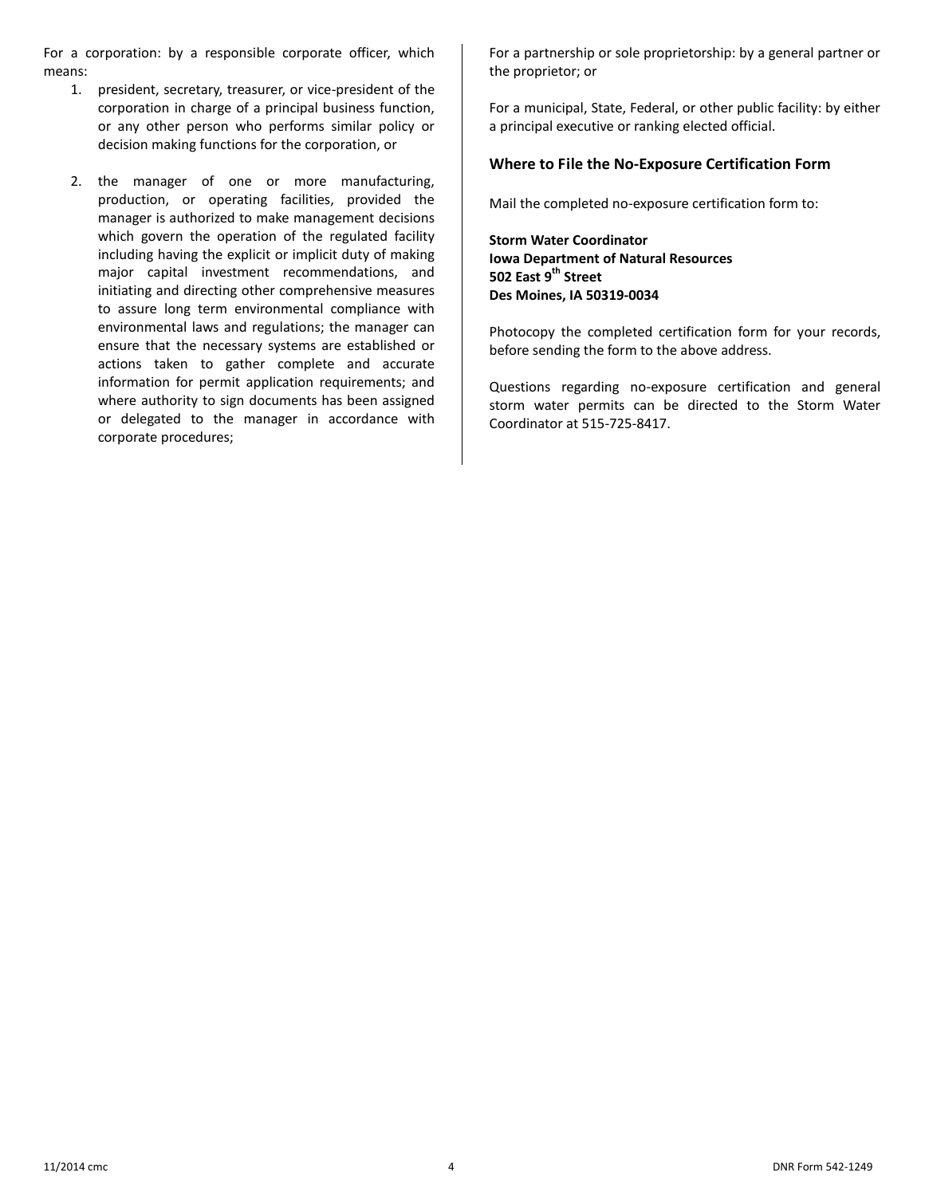For a corporation: by a responsible corporate officer, which means:

1. president, secretary, treasurer, or vice-president of the corporation in charge of a principal business function, or any other person who performs similar policy or decision making functions for the corporation, or

2. the manager of one or more manufacturing, production, or operating facilities, provided the manager is authorized to make management decisions which govern the operation of the regulated facility including having the explicit or implicit duty of making major capital investment recommendations, and initiating and directing other comprehensive measures to assure long term environmental compliance with environmental laws and regulations; the manager can ensure that the necessary systems are established or actions taken to gather complete and accurate information for permit application requirements; and where authority to sign documents has been assigned or delegated to the manager in accordance with corporate procedures;

For a partnership or sole proprietorship: by a general partner or the proprietor; or

For a municipal, State, Federal, or other public facility: by either a principal executive or ranking elected official.

### Where to File the No-Exposure Certification Form

Mail the completed no-exposure certification form to:

**Storm Water Coordinator**
**Iowa Department of Natural Resources**
**502 East 9th Street**
**Des Moines, IA 50319-0034**

Photocopy the completed certification form for your records, before sending the form to the above address.

Questions regarding no-exposure certification and general storm water permits can be directed to the Storm Water Coordinator at 515-725-8417.